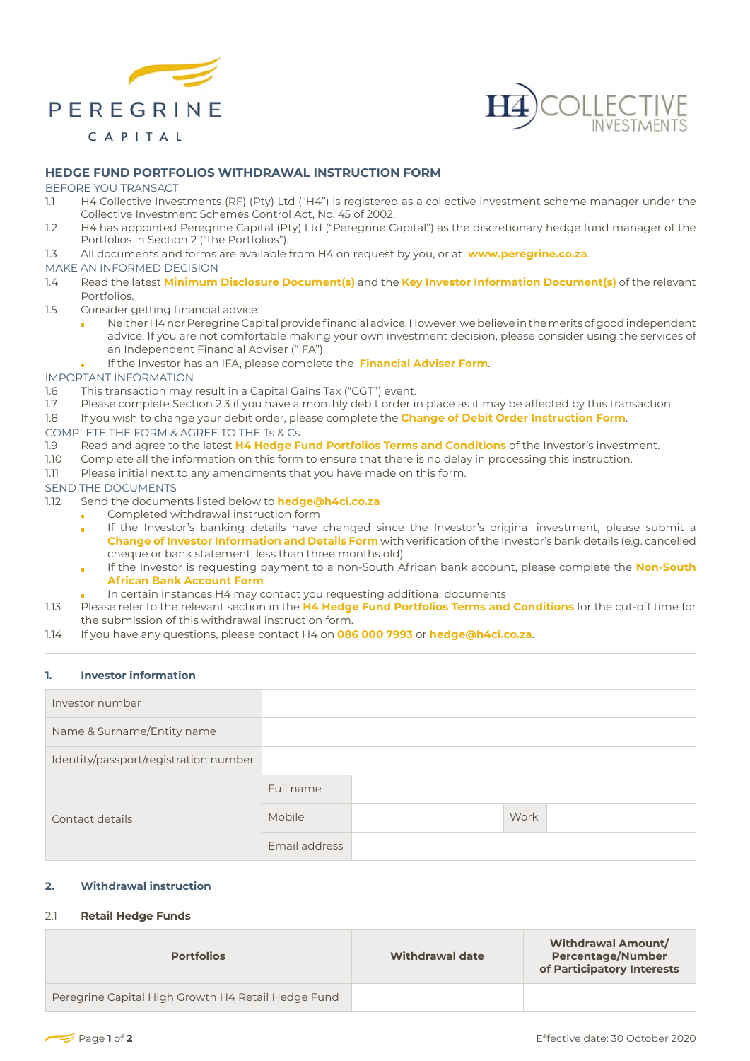PEREGRINE CAPITAL

H4 COLLECTIVE INVESTMENTS

## HEDGE FUND PORTFOLIOS WITHDRAWAL INSTRUCTION FORM

BEFORE YOU TRANSACT

1.1 H4 Collective Investments (RF) (Pty) Ltd ("H4") is registered as a collective investment scheme manager under the Collective Investment Schemes Control Act, No. 45 of 2002.

1.2 H4 has appointed Peregrine Capital (Pty) Ltd ("Peregrine Capital") as the discretionary hedge fund manager of the Portfolios in Section 2 ("the Portfolios").

1.3 All documents and forms are available from H4 on request by you, or at **www.peregrine.co.za**.

MAKE AN INFORMED DECISION

1.4 Read the latest **Minimum Disclosure Document(s)** and the **Key Investor Information Document(s)** of the relevant Portfolios.

1.5 Consider getting financial advice:
- Neither H4 nor Peregrine Capital provide financial advice. However, we believe in the merits of good independent advice. If you are not comfortable making your own investment decision, please consider using the services of an Independent Financial Adviser ("IFA")
- If the Investor has an IFA, please complete the **Financial Adviser Form**.

IMPORTANT INFORMATION

1.6 This transaction may result in a Capital Gains Tax ("CGT") event.

1.7 Please complete Section 2.3 if you have a monthly debit order in place as it may be affected by this transaction.

1.8 If you wish to change your debit order, please complete the **Change of Debit Order Instruction Form**.

COMPLETE THE FORM & AGREE TO THE Ts & Cs

1.9 Read and agree to the latest **H4 Hedge Fund Portfolios Terms and Conditions** of the Investor's investment.

1.10 Complete all the information on this form to ensure that there is no delay in processing this instruction.

1.11 Please initial next to any amendments that you have made on this form.

SEND THE DOCUMENTS

1.12 Send the documents listed below to **hedge@h4ci.co.za**
- Completed withdrawal instruction form
- If the Investor's banking details have changed since the Investor's original investment, please submit a **Change of Investor Information and Details Form** with verification of the Investor's bank details (e.g. cancelled cheque or bank statement, less than three months old)
- If the Investor is requesting payment to a non-South African bank account, please complete the **Non-South African Bank Account Form**
- In certain instances H4 may contact you requesting additional documents

1.13 Please refer to the relevant section in the **H4 Hedge Fund Portfolios Terms and Conditions** for the cut-off time for the submission of this withdrawal instruction form.

1.14 If you have any questions, please contact H4 on **086 000 7993** or **hedge@h4ci.co.za**.

### 1. Investor information

| | | | | |
|---|---|---|---|---|
| Investor number | | | | |
| Name & Surname/Entity name | | | | |
| Identity/passport/registration number | | | | |
| Contact details | Full name | | | |
| | Mobile | | Work | |
| | Email address | | | |

### 2. Withdrawal instruction

#### 2.1 Retail Hedge Funds

| Portfolios | Withdrawal date | Withdrawal Amount/ Percentage/Number of Participatory Interests |
|---|---|---|
| Peregrine Capital High Growth H4 Retail Hedge Fund | | |

Effective date: 30 October 2020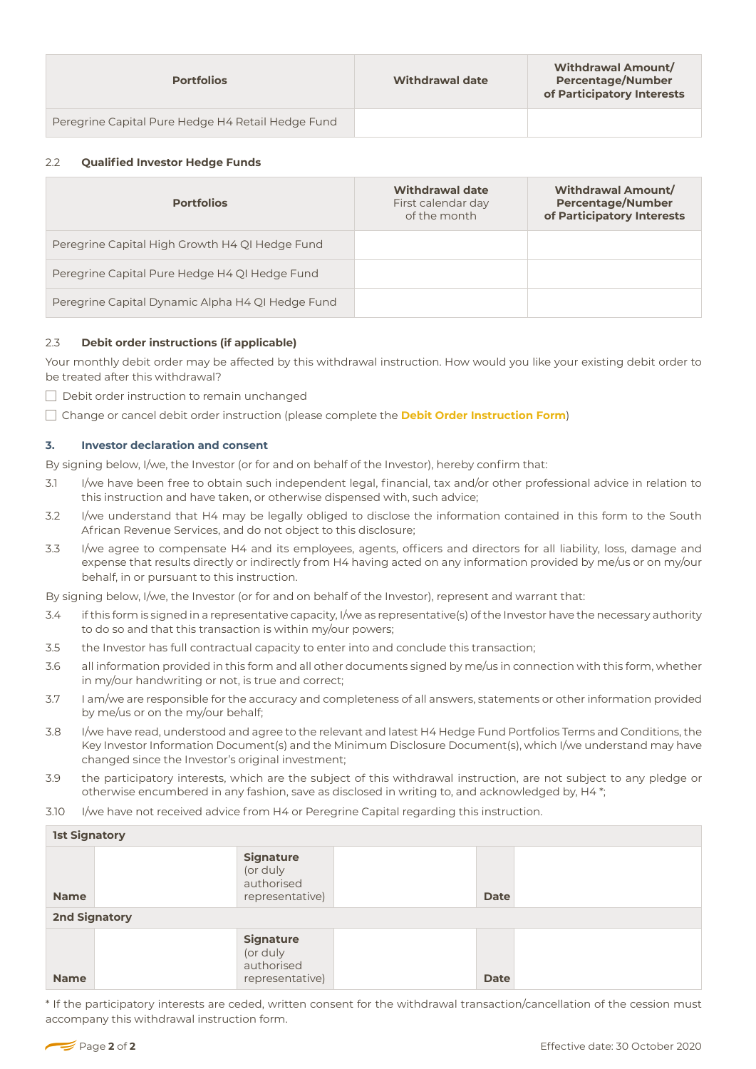| Portfolios | Withdrawal date | Withdrawal Amount/ Percentage/Number of Participatory Interests |
|---|---|---|
| Peregrine Capital Pure Hedge H4 Retail Hedge Fund | | |

2.2 **Qualified Investor Hedge Funds**

| Portfolios | Withdrawal date First calendar day of the month | Withdrawal Amount/ Percentage/Number of Participatory Interests |
|---|---|---|
| Peregrine Capital High Growth H4 QI Hedge Fund | | |
| Peregrine Capital Pure Hedge H4 QI Hedge Fund | | |
| Peregrine Capital Dynamic Alpha H4 QI Hedge Fund | | |

2.3 **Debit order instructions (if applicable)**

Your monthly debit order may be affected by this withdrawal instruction. How would you like your existing debit order to be treated after this withdrawal?

☐ Debit order instruction to remain unchanged

☐ Change or cancel debit order instruction (please complete the **Debit Order Instruction Form**)

## 3. Investor declaration and consent

By signing below, I/we, the Investor (or for and on behalf of the Investor), hereby confirm that:

3.1 I/we have been free to obtain such independent legal, financial, tax and/or other professional advice in relation to this instruction and have taken, or otherwise dispensed with, such advice;

3.2 I/we understand that H4 may be legally obliged to disclose the information contained in this form to the South African Revenue Services, and do not object to this disclosure;

3.3 I/we agree to compensate H4 and its employees, agents, officers and directors for all liability, loss, damage and expense that results directly or indirectly from H4 having acted on any information provided by me/us or on my/our behalf, in or pursuant to this instruction.

By signing below, I/we, the Investor (or for and on behalf of the Investor), represent and warrant that:

3.4 if this form is signed in a representative capacity, I/we as representative(s) of the Investor have the necessary authority to do so and that this transaction is within my/our powers;

3.5 the Investor has full contractual capacity to enter into and conclude this transaction;

3.6 all information provided in this form and all other documents signed by me/us in connection with this form, whether in my/our handwriting or not, is true and correct;

3.7 I am/we are responsible for the accuracy and completeness of all answers, statements or other information provided by me/us or on the my/our behalf;

3.8 I/we have read, understood and agree to the relevant and latest H4 Hedge Fund Portfolios Terms and Conditions, the Key Investor Information Document(s) and the Minimum Disclosure Document(s), which I/we understand may have changed since the Investor's original investment;

3.9 the participatory interests, which are the subject of this withdrawal instruction, are not subject to any pledge or otherwise encumbered in any fashion, save as disclosed in writing to, and acknowledged by, H4 *;

3.10 I/we have not received advice from H4 or Peregrine Capital regarding this instruction.

| **1st Signatory** | | | | | |
|---|---|---|---|---|---|
| **Name** | | **Signature** (or duly authorised representative) | | **Date** | |
| **2nd Signatory** | | | | | |
| **Name** | | **Signature** (or duly authorised representative) | | **Date** | |

* If the participatory interests are ceded, written consent for the withdrawal transaction/cancellation of the cession must accompany this withdrawal instruction form.

Effective date: 30 October 2020